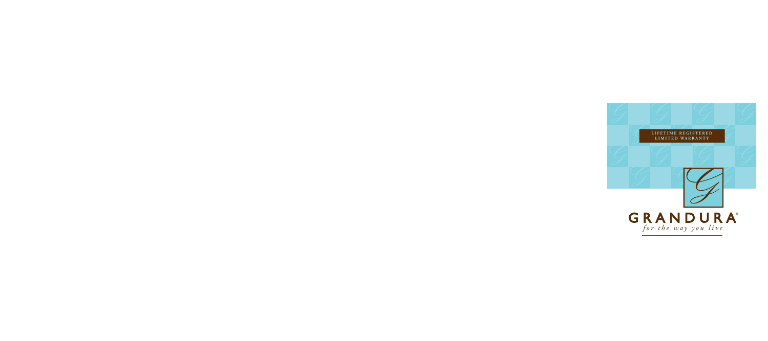LIFETIME REGISTERED
LIMITED WARRANTY

GRANDURA®

*for the way you live*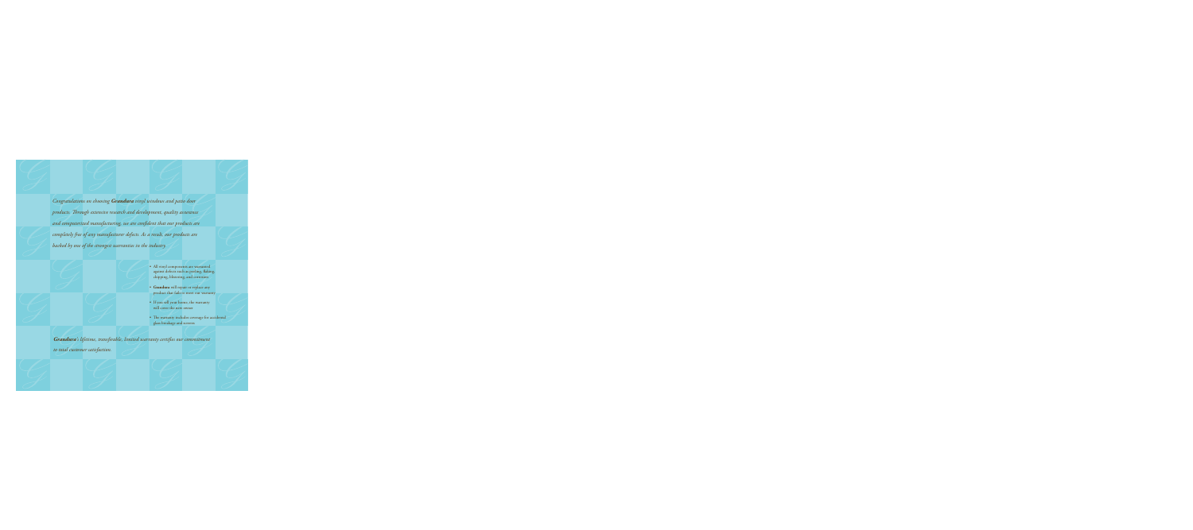*Congratulations on choosing **Grandura** vinyl windows and patio door products. Through extensive research and development, quality assurance and computerized manufacturing, we are confident that our products are completely free of any manufacturer defects. As a result, our products are backed by one of the strongest warranties in the industry.*

- All vinyl components are warranted against defects such as peeling, flaking, chipping, blistering, and corrosion
- **Grandura** will repair or replace any product that fails to meet our warranty
- If you sell your home, the warranty will cover the new owner
- The warranty includes coverage for accidental glass breakage and screens

***Grandura**'s lifetime, transferable, limited warranty certifies our commitment to total customer satisfaction.*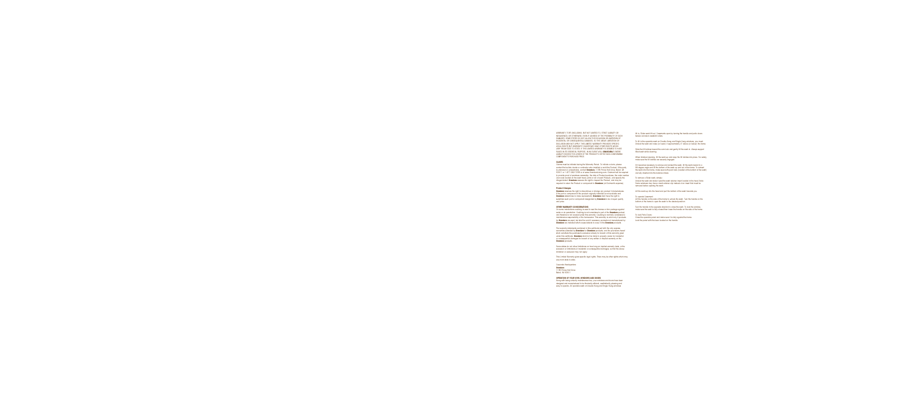WARRANTY, FOR EXAMPLE, BUT NOT LIMITED TO, STRICT LIABILITY OR NEGLIGENCE, OR OTHERWISE, EVEN IF ADVISED OF THE POSSIBILITY OF SUCH DAMAGES. SOME STATES DO NOT ALLOW THE EXCLUSION OR LIMITATION OF INCIDENTAL OR CONSEQUENTIAL DAMAGES, SO THE ABOVE LIMITATION OR EXCLUSION MAY NOT APPLY. THIS LIMITED WARRANTY PROVIDES SPECIFIC LEGAL RIGHTS BUT WARRANTY HOLDER MAY HAVE OTHER RIGHTS WHICH VARY FROM STATE TO STATE. IF THIS LIMITED WARRANTY IS DEEMED TO HAVE FAILED IN ITS ESSENTIAL PURPOSE, IN NO EVENT WILL **GRANDVIEW'S** ENTIRE LIABILITY EXCEED THE LESSER OF THE PRODUCT'S OR THE NON-CONFORMING COMPONENT'S PURCHASE PRICE.

**CLAIMS**

Claims must be initiated during the Warranty Period. To initiate a claim, please contact the builder, dealer or contractor who installed or sold the Product. If the party is unavailable or unresponsive, contact **Grandview**, 1196 Prince Ind Drive, Beloit, WI 53511 or 1-877-282-7205 or at www.thewindowshop.com. Claimant will be required to provide proof of purchase/ownership, the date of Product purchase, the code number (bar code located on the main frame), photos of the affected Product, and specify the alleged defect. **Grandview** reserves the right to inspect the Product, and may be required to return the Product or component to **Grandview** (at Claimant's expense).

**Product Changes**

**Grandview** reserves the right to discontinue or change any product. In these cases if the part or component of the product originally installed is not available and **Grandview** determines a reduced replacement, **Grandview** shall have the right to substitute such part or component designated by **Grandview** to be of equal quality and price.

**OTHER WARRANTY CONSIDERATIONS**

On some installations resulting in water to and the frames or their packages against water or air penetration. Caulking is not considered a part of the **Grandview** product and therefore is not covered under this warranty. Caulking is normally considered a maintenance responsibility of the homeowner. This warranty is void only if products the **Grandview** are used, but shall not void or necessary products not manufactured by **Grandview** are installed which cause defects to occur in the **Grandview** products.

The warranty statements contained in this certificate set forth the only express warranties extended by **Grandview** for **Grandview** products, and the purchaser's failure shall constitute the purchaser's exclusive remedy for breach of the warranty given under this certificate. **Grandview** shall not be liable to property owner for incidental or consequential damages for breach of any written or implied warranty on the **Grandview** products.

Some states do not allow limitations on how long an implied warranty lasts, or the exclusion or limitations of incidental or consequential damages, so that the above limitation or exclusion may not apply.

This Limited Warranty gives specific legal rights. There may be other rights which may vary from state to state.

Corporate Headquarters
**Grandview**
1196 Prince Ind Drive
Beloit, WI 53511

**OPERATION OF YOUR VINYL WINDOWS AND DOORS**

Along with being virtually maintenance-free, your windows and doors have been designed and manufactured to be thermally efficient, weathertight, pleasing and easy to operate. All operable sash on Double Hung and Single Hung windows

tilt in. Slide sash lift out. Casements open by turning the handle clockwise; close in reverse counterclockwise motion.

To tilt in the operable sash on Double Hung and Single Hung windows, you must unlock the sash and raise (or lower) it approximately 4" above (or below) the frame.

Slide the tilt latches toward the sash side and gently tilt the sash in. Always support the sash while lowering.

When finished cleaning, tilt the sash up and keep the tilt latches into place. For safety, make sure the tilt latches are securely engaged.

If it becomes necessary to remove and reinstall the sash, tilt the sash toward to a 90 degree angle and lift the bottom of the sash up and out of the frame. To reinsert the sash into the frame, make sure both pivot bars (located at the bottom of the sash) are fully inserted into the balance shoes.

To remove a Slider sash, simply:
Unlock the sash and slide it past the sash stopper, insert location in the track (from Slider windows they have a stationary clip instead of an insert that must be removed before opening the sash.

Lift the sash up into the frame and pull the bottom of the sash towards you.

To operate Casement:
unfold the handle on the side of the frame to unlock the sash. Turn the handle on the bottom of the frame to open the sash to the desired position.

Turn the handle in the opposite direction to close the sash. To lock the window, make sure the sash is fully closed then lower the handle on the side of the frame.

To lock Patio Doors:
Close the operable panel and make sure it is fully against the frame. Lock the panel with the lever located on the handle.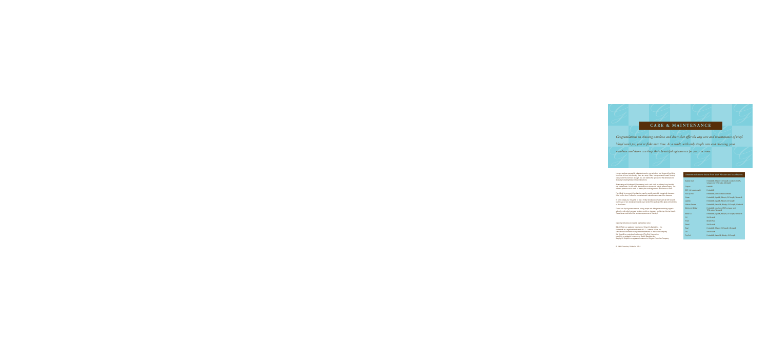## CARE & MAINTENANCE

*Congratulations on choosing windows and doors that offer the easy care and maintenance of vinyl. Vinyl won't pit, peel or flake over time. As a result, with only simple care and cleaning, your windows and doors can keep their beautiful appearance for years to come.*

Like any surface exposed to outside elements, your windows and doors will get dirty from time to time, but cleaning them is a snap. Often, heavy rains will wash the vinyl clean, but if the rain isn't enough, you can restore the appearance of the windows and doors by following these simple instructions:

Wash using mild detergent (dishwashing) and a soft cloth or ordinary long-handled soft bristle brush. Do not wash the windows or doors with a high pressure spray. The extreme pressure could cause or destroy the caulking around the window or door.

For difficult to remove dirt and stains, use the readily available household cleansers listed on the chart. Follow the manufacturer's instructions on use of the cleaners.

In some cases you may prefer to use a milder abrasive cleanser such as Soft Scrub®, but the use of any abrasive material could scratch the surface of the glass and window or door frame.

Do not use liquid grease remover, strong soaps with detergents containing organic solvents, nail polish remover, furniture polish or cleansers containing chlorine bleach. These items could affect the surface appearance of the vinyl.

Cleaning materials are listed in alphabetical order.

Brillo® Pad is a registered trademark of Church & Dwight Co., Inc.
Fantastik® is a registered trademark of S. C. Johnson & Son, Inc.
Lestoil® and Windex® are registered trademarks of The Clorox Company.
Soft Scrub® is a registered trademark of The Dial Corporation.
Lestoil® is a registered trademark of Reckitt Benckiser Inc.
Murphy Oil Soap® is a registered trademark of Colgate-Palmolive Company.

| Chemicals to Remove Stains From Vinyl Window and Door Frames | |
|---|---|
| Bubble Gum | Fantastik®, Murphy Oil Soap®, solution of 50% vinegar and 50% water, Windex® |
| Crayon | Lestoil® |
| DEET (an insect repellant) | Fantastik® |
| Felt Tip Pens | Fantastik®, water-based cleansers |
| Grass | Fantastik®, Lestoil®, Murphy Oil Soap®, Windex® |
| Lipstick | Fantastik®, Lestoil®, Murphy Oil Soap® |
| Lithium Grease | Fantastik®, Lestoil®, Murphy Oil Soap®, Windex® |
| Mold and Mildew | Fantastik®, solution of 30% vinegar and 70% water, Windex® |
| Motor Oil | Fantastik®, Lestoil®, Murphy Oil Soap®, Windex® |
| Oil | Soft Scrub® |
| Paint | Brillo® Pad |
| Pencil | Soft Scrub® |
| Rust | Fantastik®, Murphy Oil Soap®, Windex® |
| Tar | Soft Scrub® |
| Top Soil | Fantastik®, Lestoil®, Murphy Oil Soap® |

© 2009 Simonton. Printed in U.S.A.